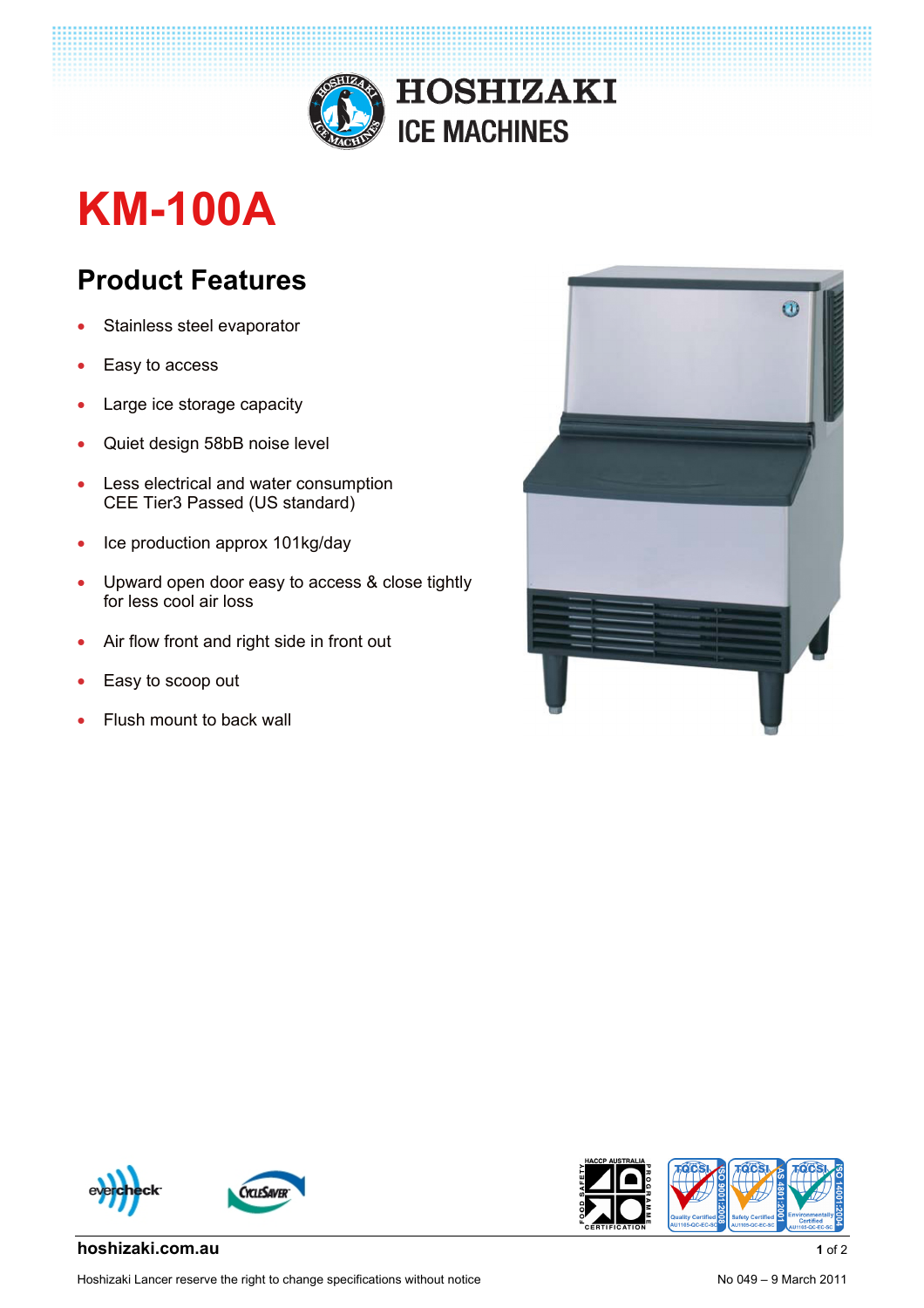# HOSHIZAKI ICE MACHINES

# KM-100A

## Product Features

- Stainless steel evaporator
- Easy to access
- Large ice storage capacity
- Quiet design 58bB noise level
- Less electrical and water consumption
  CEE Tier3 Passed (US standard)
- Ice production approx 101kg/day
- Upward open door easy to access & close tightly
  for less cool air loss
- Air flow front and right side in front out
- Easy to scoop out
- Flush mount to back wall

**hoshizaki.com.au**

Hoshizaki Lancer reserve the right to change specifications without notice

No 049 – 9 March 2011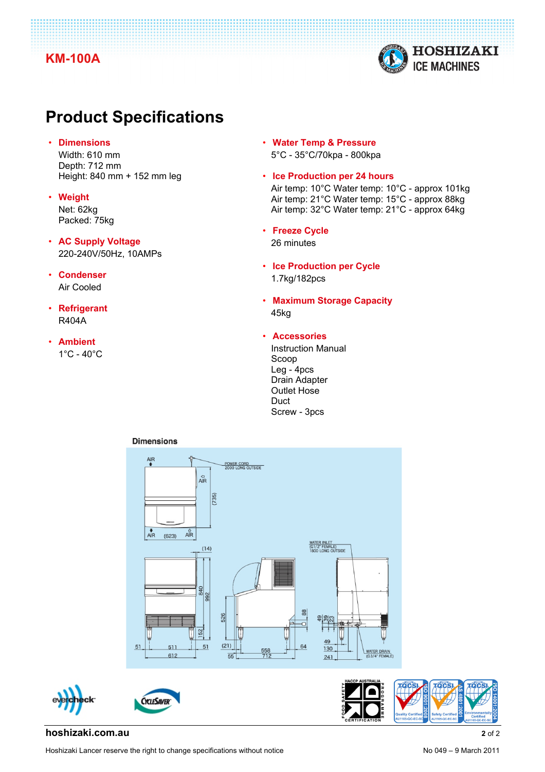# KM-100A

HOSHIZAKI ICE MACHINES

## Product Specifications

- **Dimensions**
  Width: 610 mm
  Depth: 712 mm
  Height: 840 mm + 152 mm leg
- **Weight**
  Net: 62kg
  Packed: 75kg
- **AC Supply Voltage**
  220-240V/50Hz, 10AMPs
- **Condenser**
  Air Cooled
- **Refrigerant**
  R404A
- **Ambient**
  1°C - 40°C
- **Water Temp & Pressure**
  5°C - 35°C/70kpa - 800kpa
- **Ice Production per 24 hours**
  Air temp: 10°C Water temp: 10°C - approx 101kg
  Air temp: 21°C Water temp: 15°C - approx 88kg
  Air temp: 32°C Water temp: 21°C - approx 64kg
- **Freeze Cycle**
  26 minutes
- **Ice Production per Cycle**
  1.7kg/182pcs
- **Maximum Storage Capacity**
  45kg
- **Accessories**
  Instruction Manual
  Scoop
  Leg - 4pcs
  Drain Adapter
  Outlet Hose
  Duct
  Screw - 3pcs

### Dimensions

AIR
POWER CORD
2000 LONG OUTSIDE
AIR
(735)
AIR (623) AIR
(14)
840
992
152
51 511 51
612
(21)
526
55 558
712
64
88
WATER INLET
(G1/2" FEMALE)
1800 LONG OUTSIDE
49 39 23
49
130
241
WATER DRAIN
(G3/4" FEMALE)

hoshizaki.com.au

Hoshizaki Lancer reserve the right to change specifications without notice

No 049 – 9 March 2011